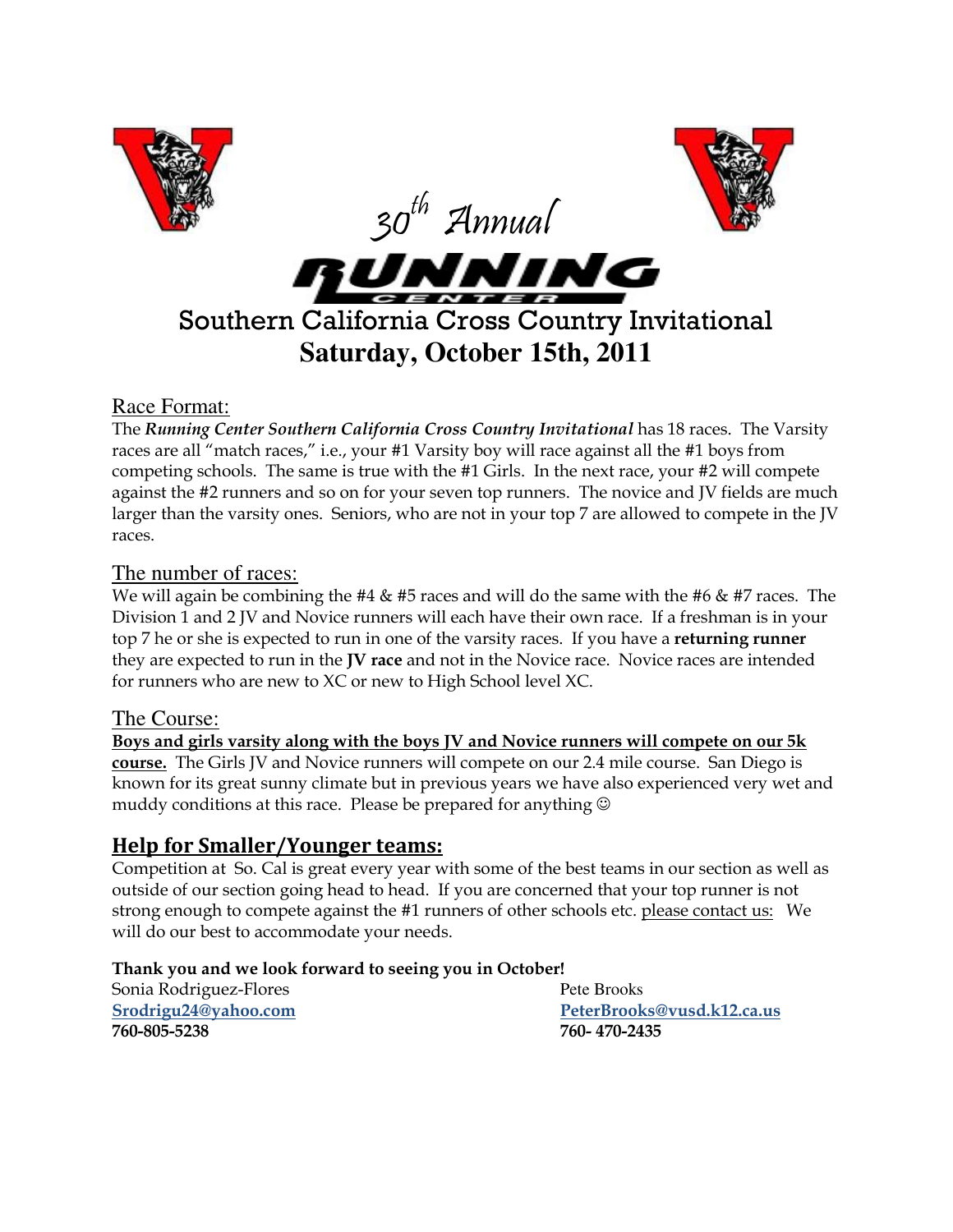# 30th Annual RUNNING CENTER

## Southern California Cross Country Invitational

## Saturday, October 15th, 2011

### Race Format:

The ***Running Center Southern California Cross Country Invitational*** has 18 races. The Varsity races are all "match races," i.e., your #1 Varsity boy will race against all the #1 boys from competing schools. The same is true with the #1 Girls. In the next race, your #2 will compete against the #2 runners and so on for your seven top runners. The novice and JV fields are much larger than the varsity ones. Seniors, who are not in your top 7 are allowed to compete in the JV races.

### The number of races:

We will again be combining the #4 & #5 races and will do the same with the #6 & #7 races. The Division 1 and 2 JV and Novice runners will each have their own race. If a freshman is in your top 7 he or she is expected to run in one of the varsity races. If you have a **returning runner** they are expected to run in the **JV race** and not in the Novice race. Novice races are intended for runners who are new to XC or new to High School level XC.

### The Course:

**Boys and girls varsity along with the boys JV and Novice runners will compete on our 5k course.** The Girls JV and Novice runners will compete on our 2.4 mile course. San Diego is known for its great sunny climate but in previous years we have also experienced very wet and muddy conditions at this race. Please be prepared for anything ☺

### Help for Smaller/Younger teams:

Competition at So. Cal is great every year with some of the best teams in our section as well as outside of our section going head to head. If you are concerned that your top runner is not strong enough to compete against the #1 runners of other schools etc. please contact us: We will do our best to accommodate your needs.

**Thank you and we look forward to seeing you in October!**

Sonia Rodriguez-Flores
**Srodrigu24@yahoo.com**
**760-805-5238**

Pete Brooks
**PeterBrooks@vusd.k12.ca.us**
**760- 470-2435**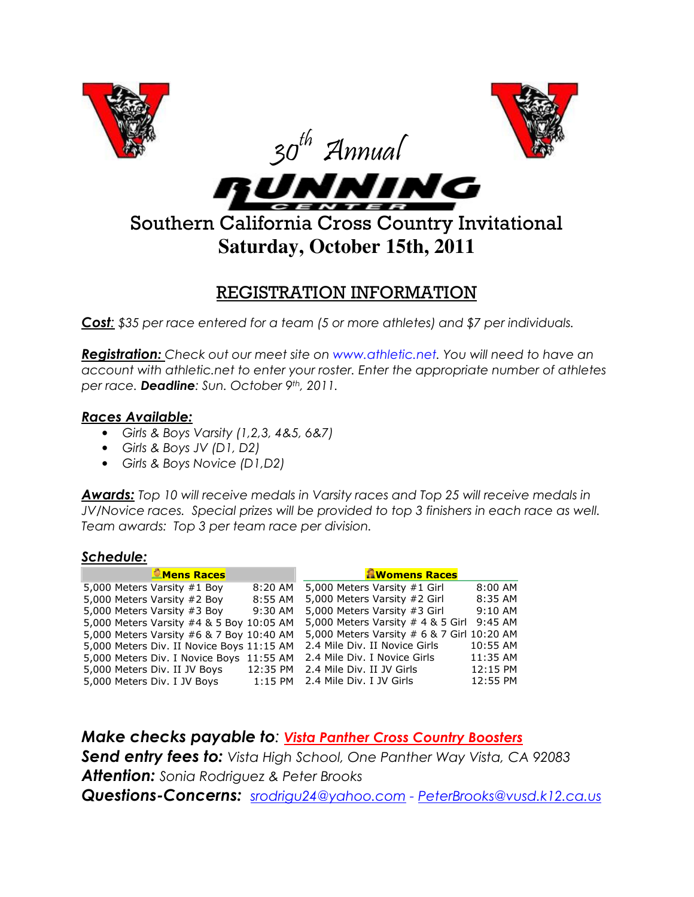# 30th Annual

# RUNNING CENTER

## Southern California Cross Country Invitational

## Saturday, October 15th, 2011

## REGISTRATION INFORMATION

***Cost:*** *$35 per race entered for a team (5 or more athletes) and $7 per individuals.*

***Registration:*** *Check out our meet site on www.athletic.net. You will need to have an account with athletic.net to enter your roster. Enter the appropriate number of athletes per race.* ***Deadline****: Sun. October 9th, 2011.*

***Races Available:***

- *Girls & Boys Varsity (1,2,3, 4&5, 6&7)*
- *Girls & Boys JV (D1, D2)*
- *Girls & Boys Novice (D1,D2)*

***Awards:*** *Top 10 will receive medals in Varsity races and Top 25 will receive medals in JV/Novice races. Special prizes will be provided to top 3 finishers in each race as well. Team awards: Top 3 per team race per division.*

***Schedule:***

| Mens Races | | Womens Races | |
|---|---|---|---|
| 5,000 Meters Varsity #1 Boy | 8:20 AM | 5,000 Meters Varsity #1 Girl | 8:00 AM |
| 5,000 Meters Varsity #2 Boy | 8:55 AM | 5,000 Meters Varsity #2 Girl | 8:35 AM |
| 5,000 Meters Varsity #3 Boy | 9:30 AM | 5,000 Meters Varsity #3 Girl | 9:10 AM |
| 5,000 Meters Varsity #4 & 5 Boy | 10:05 AM | 5,000 Meters Varsity # 4 & 5 Girl | 9:45 AM |
| 5,000 Meters Varsity #6 & 7 Boy | 10:40 AM | 5,000 Meters Varsity # 6 & 7 Girl | 10:20 AM |
| 5,000 Meters Div. II Novice Boys | 11:15 AM | 2.4 Mile Div. II Novice Girls | 10:55 AM |
| 5,000 Meters Div. I Novice Boys | 11:55 AM | 2.4 Mile Div. I Novice Girls | 11:35 AM |
| 5,000 Meters Div. II JV Boys | 12:35 PM | 2.4 Mile Div. II JV Girls | 12:15 PM |
| 5,000 Meters Div. I JV Boys | 1:15 PM | 2.4 Mile Div. I JV Girls | 12:55 PM |

***Make checks payable to****:* ***Vista Panther Cross Country Boosters***
***Send entry fees to:*** *Vista High School, One Panther Way Vista, CA 92083*
***Attention:*** *Sonia Rodriguez & Peter Brooks*
***Questions-Concerns:*** *srodrigu24@yahoo.com - PeterBrooks@vusd.k12.ca.us*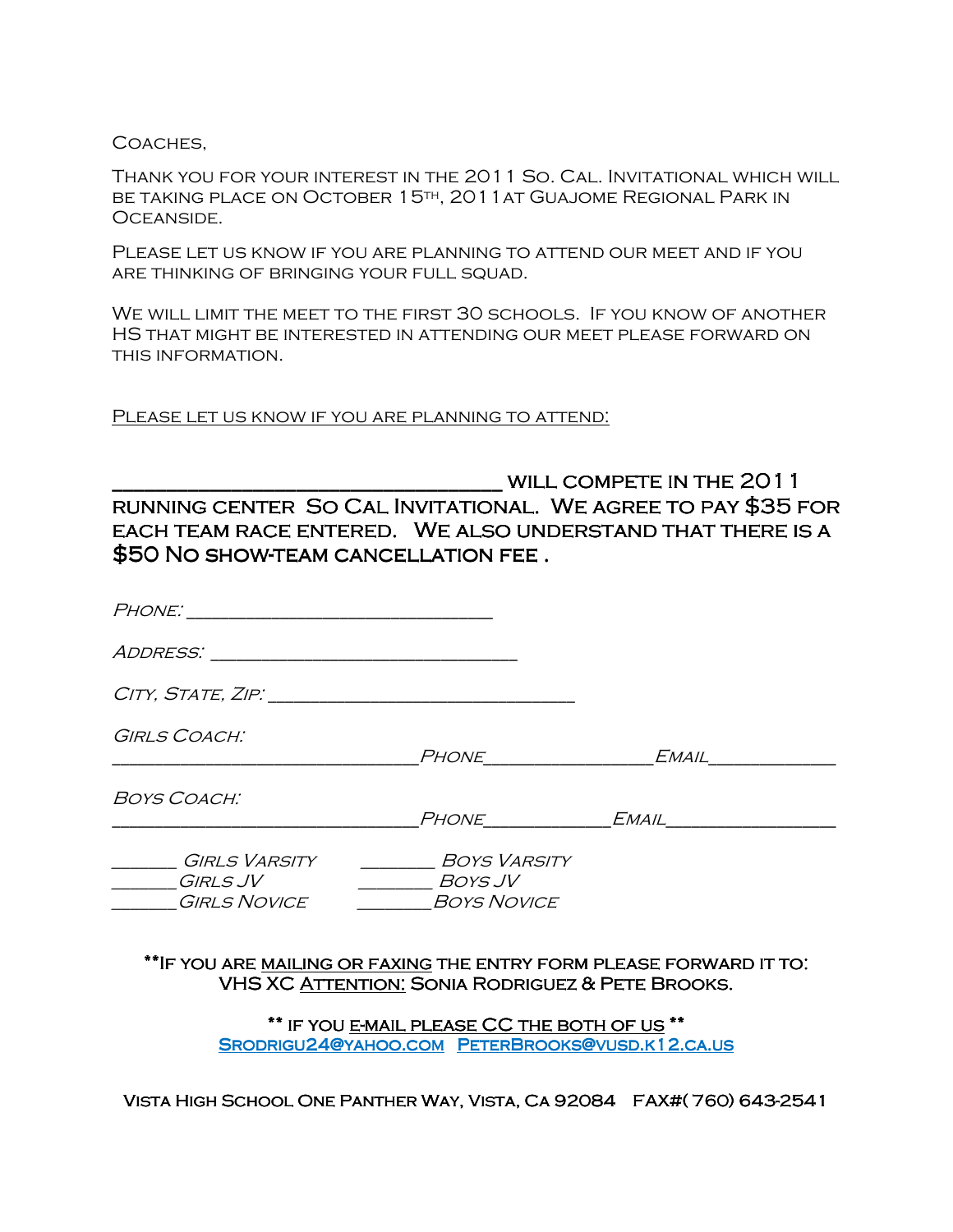Coaches,

Thank you for your interest in the 2011 So. Cal. Invitational which will be taking place on October 15th, 2011 at Guajome Regional Park in Oceanside.

Please let us know if you are planning to attend our meet and if you are thinking of bringing your full squad.

We will limit the meet to the first 30 schools. If you know of another HS that might be interested in attending our meet please forward on this information.

<u>Please let us know if you are planning to attend:</u>

**________________________________ will compete in the 2011 Running Center So Cal Invitational. We agree to pay $35 for each team race entered. We also understand that there is a $50 No show-team cancellation fee .**

*Phone:* ____________________________

*Address:* ____________________________

*City, State, Zip:* ____________________________

*Girls Coach:*
____________________________ *Phone* ________________ *Email* ____________

*Boys Coach:*
____________________________ *Phone* ____________ *Email* ________________

______ *Girls Varsity* _______ *Boys Varsity*
______ *Girls JV* _______ *Boys JV*
______ *Girls Novice* _______ *Boys Novice*

**If you are <u>mailing or faxing</u> the entry form please forward it to:
VHS XC <u>Attention:</u> Sonia Rodriguez & Pete Brooks.

** if you <u>e-mail please CC the both of us</u> **
Srodrigu24@yahoo.com PeterBrooks@vusd.k12.ca.us

Vista High School One Panther Way, Vista, Ca 92084 FAX#( 760) 643-2541